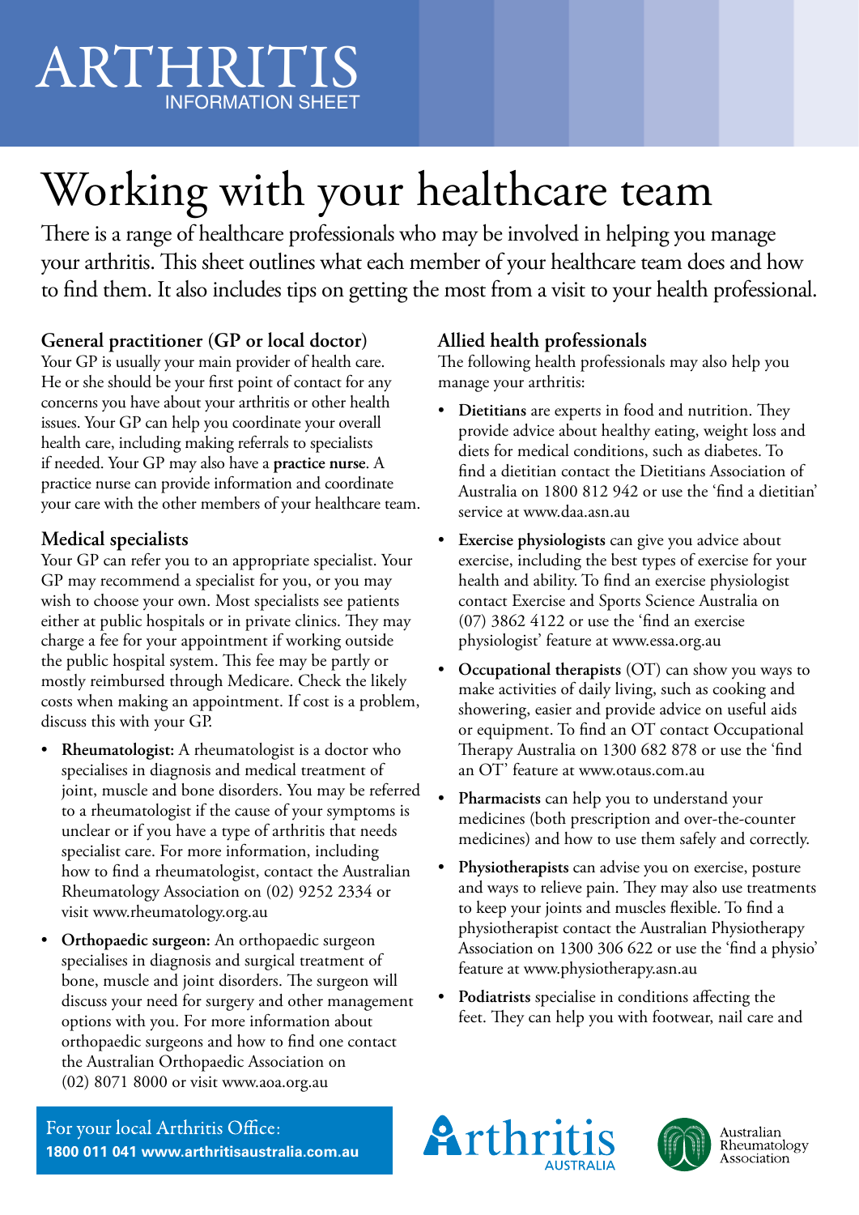# ARTHRITIS

INFORMATION SHEET

# Working with your healthcare team

There is a range of healthcare professionals who may be involved in helping you manage your arthritis. This sheet outlines what each member of your healthcare team does and how to find them. It also includes tips on getting the most from a visit to your health professional.

## General practitioner (GP or local doctor)

Your GP is usually your main provider of health care. He or she should be your first point of contact for any concerns you have about your arthritis or other health issues. Your GP can help you coordinate your overall health care, including making referrals to specialists if needed. Your GP may also have a **practice nurse**. A practice nurse can provide information and coordinate your care with the other members of your healthcare team.

## Medical specialists

Your GP can refer you to an appropriate specialist. Your GP may recommend a specialist for you, or you may wish to choose your own. Most specialists see patients either at public hospitals or in private clinics. They may charge a fee for your appointment if working outside the public hospital system. This fee may be partly or mostly reimbursed through Medicare. Check the likely costs when making an appointment. If cost is a problem, discuss this with your GP.

- **Rheumatologist:** A rheumatologist is a doctor who specialises in diagnosis and medical treatment of joint, muscle and bone disorders. You may be referred to a rheumatologist if the cause of your symptoms is unclear or if you have a type of arthritis that needs specialist care. For more information, including how to find a rheumatologist, contact the Australian Rheumatology Association on (02) 9252 2334 or visit www.rheumatology.org.au
- **Orthopaedic surgeon:** An orthopaedic surgeon specialises in diagnosis and surgical treatment of bone, muscle and joint disorders. The surgeon will discuss your need for surgery and other management options with you. For more information about orthopaedic surgeons and how to find one contact the Australian Orthopaedic Association on (02) 8071 8000 or visit www.aoa.org.au

## Allied health professionals

The following health professionals may also help you manage your arthritis:

- **Dietitians** are experts in food and nutrition. They provide advice about healthy eating, weight loss and diets for medical conditions, such as diabetes. To find a dietitian contact the Dietitians Association of Australia on 1800 812 942 or use the 'find a dietitian' service at www.daa.asn.au
- **Exercise physiologists** can give you advice about exercise, including the best types of exercise for your health and ability. To find an exercise physiologist contact Exercise and Sports Science Australia on (07) 3862 4122 or use the 'find an exercise physiologist' feature at www.essa.org.au
- **Occupational therapists** (OT) can show you ways to make activities of daily living, such as cooking and showering, easier and provide advice on useful aids or equipment. To find an OT contact Occupational Therapy Australia on 1300 682 878 or use the 'find an OT' feature at www.otaus.com.au
- **Pharmacists** can help you to understand your medicines (both prescription and over-the-counter medicines) and how to use them safely and correctly.
- **Physiotherapists** can advise you on exercise, posture and ways to relieve pain. They may also use treatments to keep your joints and muscles flexible. To find a physiotherapist contact the Australian Physiotherapy Association on 1300 306 622 or use the 'find a physio' feature at www.physiotherapy.asn.au
- **Podiatrists** specialise in conditions affecting the feet. They can help you with footwear, nail care and

For your local Arthritis Office:
**1800 011 041 www.arthritisaustralia.com.au**

Arthritis AUSTRALIA

Australian Rheumatology Association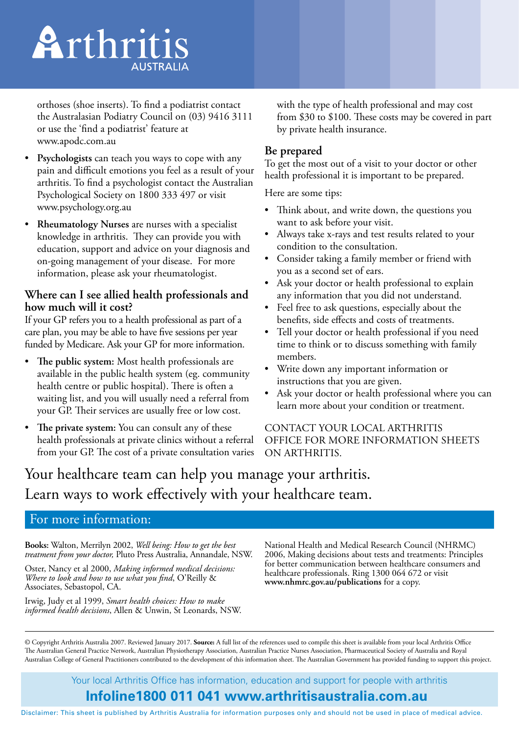orthoses (shoe inserts). To find a podiatrist contact the Australasian Podiatry Council on (03) 9416 3111 or use the 'find a podiatrist' feature at www.apodc.com.au

- **Psychologists** can teach you ways to cope with any pain and difficult emotions you feel as a result of your arthritis. To find a psychologist contact the Australian Psychological Society on 1800 333 497 or visit www.psychology.org.au
- **Rheumatology Nurses** are nurses with a specialist knowledge in arthritis. They can provide you with education, support and advice on your diagnosis and on-going management of your disease. For more information, please ask your rheumatologist.

## Where can I see allied health professionals and how much will it cost?

If your GP refers you to a health professional as part of a care plan, you may be able to have five sessions per year funded by Medicare. Ask your GP for more information.

- **The public system:** Most health professionals are available in the public health system (eg. community health centre or public hospital). There is often a waiting list, and you will usually need a referral from your GP. Their services are usually free or low cost.
- **The private system:** You can consult any of these health professionals at private clinics without a referral from your GP. The cost of a private consultation varies with the type of health professional and may cost from $30 to $100. These costs may be covered in part by private health insurance.

## Be prepared

To get the most out of a visit to your doctor or other health professional it is important to be prepared.

Here are some tips:

- Think about, and write down, the questions you want to ask before your visit.
- Always take x-rays and test results related to your condition to the consultation.
- Consider taking a family member or friend with you as a second set of ears.
- Ask your doctor or health professional to explain any information that you did not understand.
- Feel free to ask questions, especially about the benefits, side effects and costs of treatments.
- Tell your doctor or health professional if you need time to think or to discuss something with family members.
- Write down any important information or instructions that you are given.
- Ask your doctor or health professional where you can learn more about your condition or treatment.

CONTACT YOUR LOCAL ARTHRITIS OFFICE FOR MORE INFORMATION SHEETS ON ARTHRITIS.

Your healthcare team can help you manage your arthritis. Learn ways to work effectively with your healthcare team.

## For more information:

**Books:** Walton, Merrilyn 2002, *Well being: How to get the best treatment from your doctor,* Pluto Press Australia, Annandale, NSW.

Oster, Nancy et al 2000, *Making informed medical decisions: Where to look and how to use what you find*, O'Reilly & Associates, Sebastopol, CA.

Irwig, Judy et al 1999, *Smart health choices: How to make informed health decisions*, Allen & Unwin, St Leonards, NSW.

National Health and Medical Research Council (NHMRC) 2006, Making decisions about tests and treatments: Principles for better communication between healthcare consumers and healthcare professionals. Ring 1300 064 672 or visit **www.nhmrc.gov.au/publications** for a copy.

© Copyright Arthritis Australia 2007. Reviewed January 2017. **Source:** A full list of the references used to compile this sheet is available from your local Arthritis Office The Australian General Practice Network, Australian Physiotherapy Association, Australian Practice Nurses Association, Pharmaceutical Society of Australia and Royal Australian College of General Practitioners contributed to the development of this information sheet. The Australian Government has provided funding to support this project.

Your local Arthritis Office has information, education and support for people with arthritis

**Infoline 1800 011 041 www.arthritisaustralia.com.au**

Disclaimer: This sheet is published by Arthritis Australia for information purposes only and should not be used in place of medical advice.